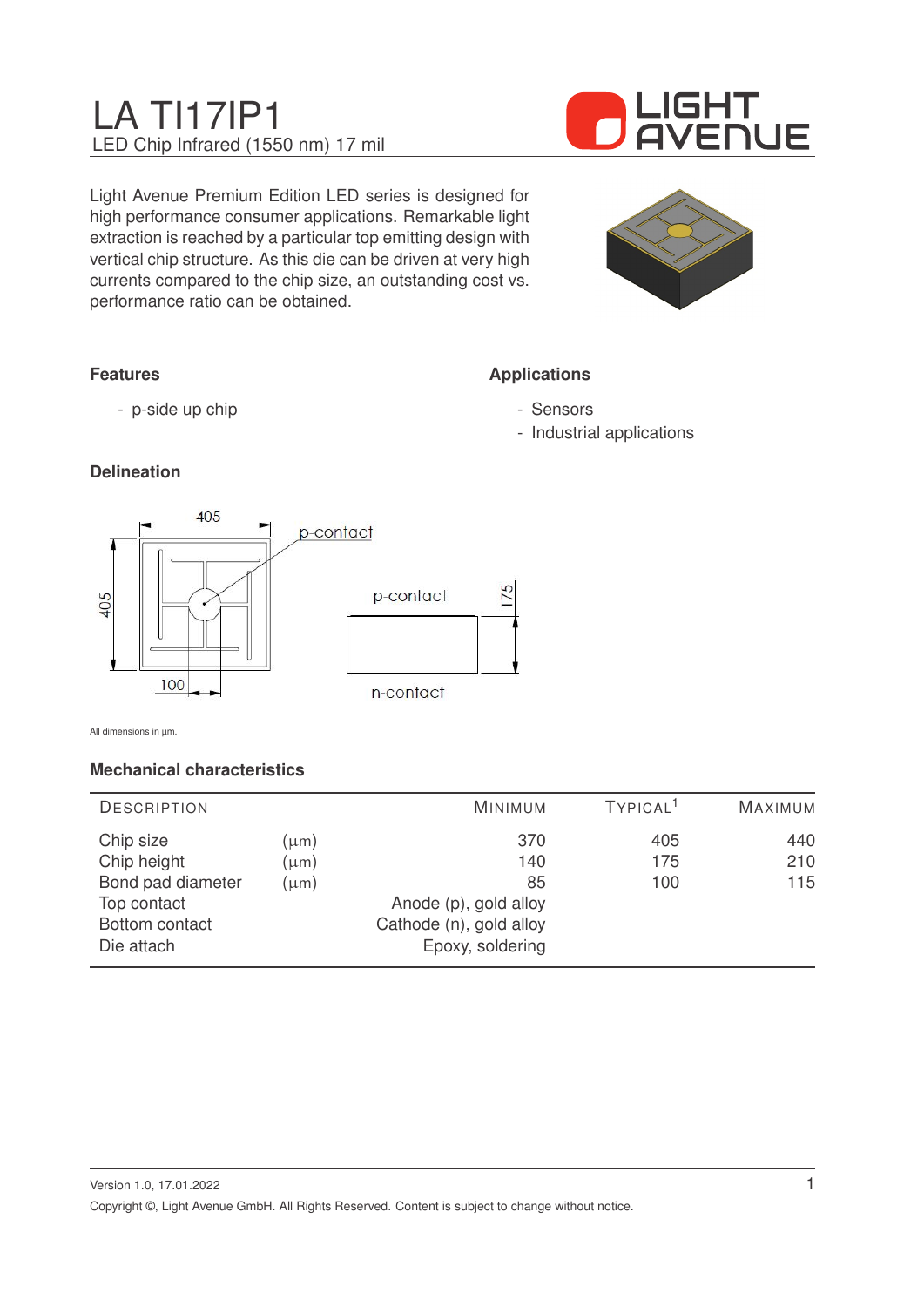# LA TI17IP1

LED Chip Infrared (1550 nm) 17 mil

Light Avenue Premium Edition LED series is designed for high performance consumer applications. Remarkable light extraction is reached by a particular top emitting design with vertical chip structure. As this die can be driven at very high currents compared to the chip size, an outstanding cost vs. performance ratio can be obtained.

### Features

- p-side up chip

### Applications

- Sensors
- Industrial applications

### Delineation

All dimensions in µm.

### Mechanical characteristics

| Description | | Minimum | Typical[1] | Maximum |
|---|---|---|---|---|
| Chip size | (µm) | 370 | 405 | 440 |
| Chip height | (µm) | 140 | 175 | 210 |
| Bond pad diameter | (µm) | 85 | 100 | 115 |
| Top contact | | Anode (p), gold alloy | | |
| Bottom contact | | Cathode (n), gold alloy | | |
| Die attach | | Epoxy, soldering | | |

Version 1.0, 17.01.2022

Copyright ©, Light Avenue GmbH. All Rights Reserved. Content is subject to change without notice.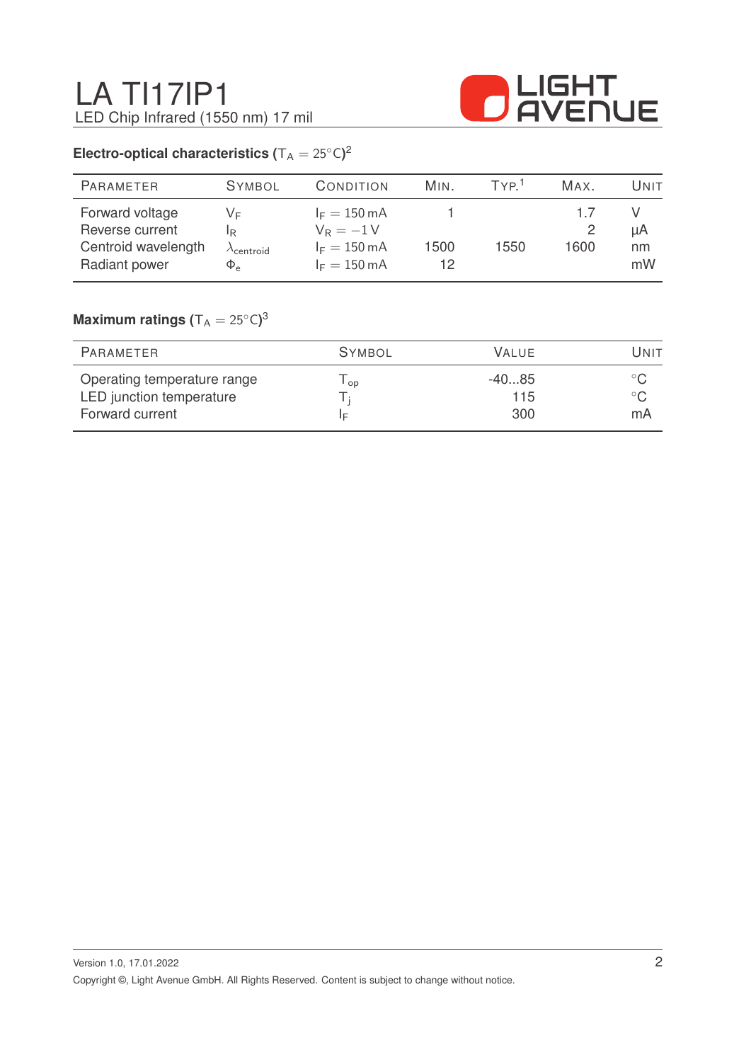## Electro-optical characteristics ($T_A = 25°C$)[2]

| Parameter | Symbol | Condition | Min. | Typ.[1] | Max. | Unit |
|---|---|---|---|---|---|---|
| Forward voltage | $V_F$ | $I_F = 150\,mA$ | 1 | | 1.7 | V |
| Reverse current | $I_R$ | $V_R = -1\,V$ | | | 2 | µA |
| Centroid wavelength | $\lambda_{centroid}$ | $I_F = 150\,mA$ | 1500 | 1550 | 1600 | nm |
| Radiant power | $\Phi_e$ | $I_F = 150\,mA$ | 12 | | | mW |

## Maximum ratings ($T_A = 25°C$)[3]

| Parameter | Symbol | Value | Unit |
|---|---|---|---|
| Operating temperature range | $T_{op}$ | -40...85 | °C |
| LED junction temperature | $T_j$ | 115 | °C |
| Forward current | $I_F$ | 300 | mA |

Version 1.0, 17.01.2022

Copyright ©, Light Avenue GmbH. All Rights Reserved. Content is subject to change without notice.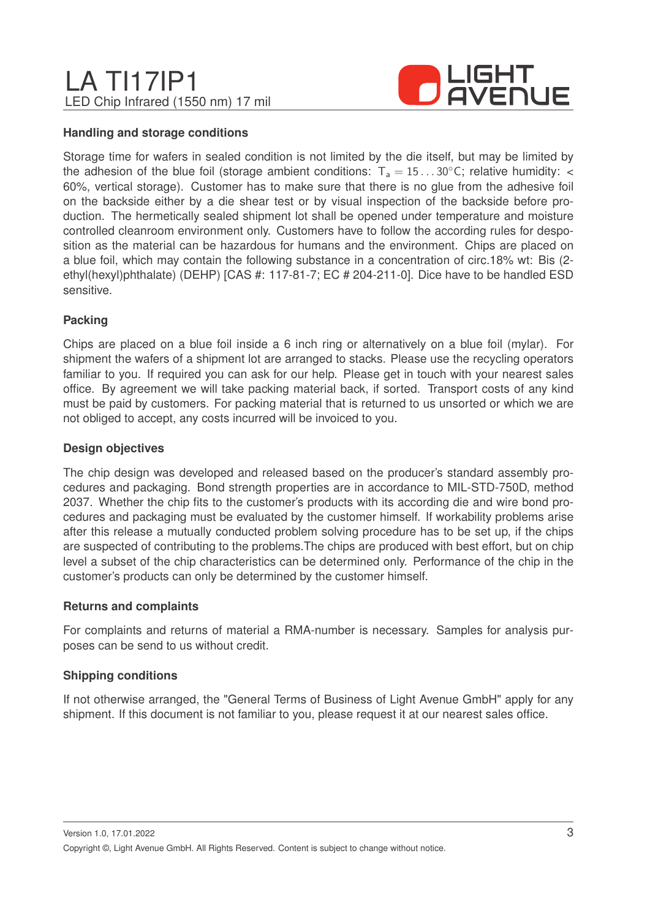### Handling and storage conditions

Storage time for wafers in sealed condition is not limited by the die itself, but may be limited by the adhesion of the blue foil (storage ambient conditions: $T_a = 15 \ldots 30°C$; relative humidity: < 60%, vertical storage). Customer has to make sure that there is no glue from the adhesive foil on the backside either by a die shear test or by visual inspection of the backside before production. The hermetically sealed shipment lot shall be opened under temperature and moisture controlled cleanroom environment only. Customers have to follow the according rules for desposition as the material can be hazardous for humans and the environment. Chips are placed on a blue foil, which may contain the following substance in a concentration of circ.18% wt: Bis (2-ethyl(hexyl)phthalate) (DEHP) [CAS #: 117-81-7; EC # 204-211-0]. Dice have to be handled ESD sensitive.

### Packing

Chips are placed on a blue foil inside a 6 inch ring or alternatively on a blue foil (mylar). For shipment the wafers of a shipment lot are arranged to stacks. Please use the recycling operators familiar to you. If required you can ask for our help. Please get in touch with your nearest sales office. By agreement we will take packing material back, if sorted. Transport costs of any kind must be paid by customers. For packing material that is returned to us unsorted or which we are not obliged to accept, any costs incurred will be invoiced to you.

### Design objectives

The chip design was developed and released based on the producer's standard assembly procedures and packaging. Bond strength properties are in accordance to MIL-STD-750D, method 2037. Whether the chip fits to the customer's products with its according die and wire bond procedures and packaging must be evaluated by the customer himself. If workability problems arise after this release a mutually conducted problem solving procedure has to be set up, if the chips are suspected of contributing to the problems.The chips are produced with best effort, but on chip level a subset of the chip characteristics can be determined only. Performance of the chip in the customer's products can only be determined by the customer himself.

### Returns and complaints

For complaints and returns of material a RMA-number is necessary. Samples for analysis purposes can be send to us without credit.

### Shipping conditions

If not otherwise arranged, the "General Terms of Business of Light Avenue GmbH" apply for any shipment. If this document is not familiar to you, please request it at our nearest sales office.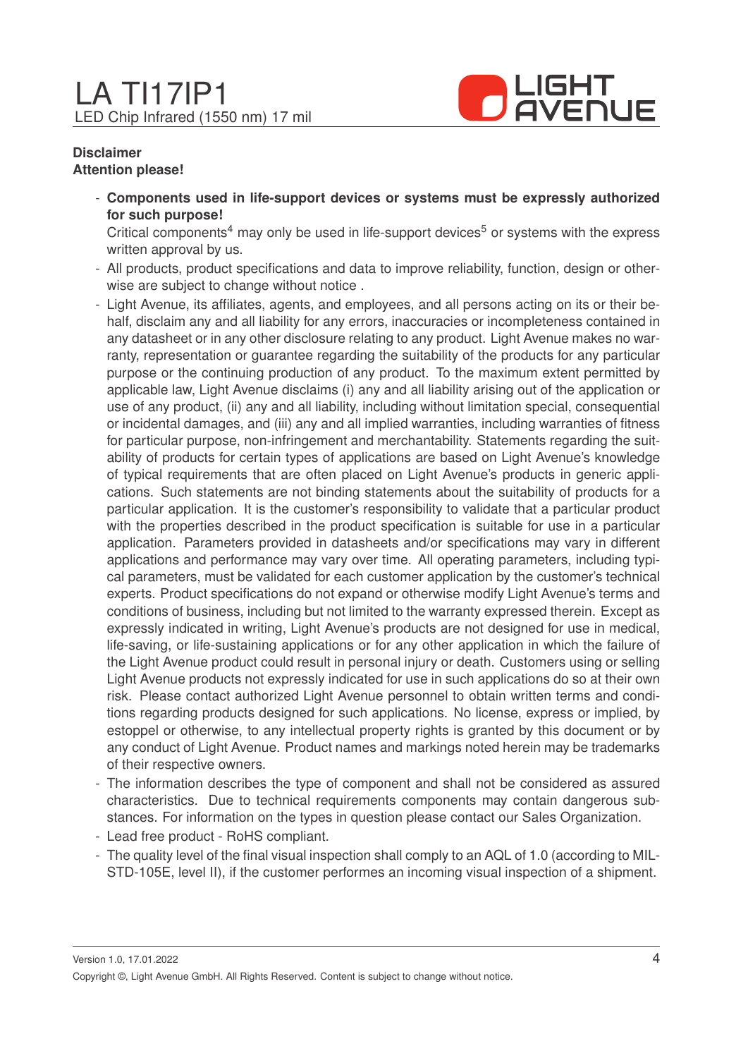**Disclaimer**
**Attention please!**

- **Components used in life-support devices or systems must be expressly authorized for such purpose!**
  Critical components[4] may only be used in life-support devices[5] or systems with the express written approval by us.
- All products, product specifications and data to improve reliability, function, design or otherwise are subject to change without notice .
- Light Avenue, its affiliates, agents, and employees, and all persons acting on its or their behalf, disclaim any and all liability for any errors, inaccuracies or incompleteness contained in any datasheet or in any other disclosure relating to any product. Light Avenue makes no warranty, representation or guarantee regarding the suitability of the products for any particular purpose or the continuing production of any product. To the maximum extent permitted by applicable law, Light Avenue disclaims (i) any and all liability arising out of the application or use of any product, (ii) any and all liability, including without limitation special, consequential or incidental damages, and (iii) any and all implied warranties, including warranties of fitness for particular purpose, non-infringement and merchantability. Statements regarding the suitability of products for certain types of applications are based on Light Avenue's knowledge of typical requirements that are often placed on Light Avenue's products in generic applications. Such statements are not binding statements about the suitability of products for a particular application. It is the customer's responsibility to validate that a particular product with the properties described in the product specification is suitable for use in a particular application. Parameters provided in datasheets and/or specifications may vary in different applications and performance may vary over time. All operating parameters, including typical parameters, must be validated for each customer application by the customer's technical experts. Product specifications do not expand or otherwise modify Light Avenue's terms and conditions of business, including but not limited to the warranty expressed therein. Except as expressly indicated in writing, Light Avenue's products are not designed for use in medical, life-saving, or life-sustaining applications or for any other application in which the failure of the Light Avenue product could result in personal injury or death. Customers using or selling Light Avenue products not expressly indicated for use in such applications do so at their own risk. Please contact authorized Light Avenue personnel to obtain written terms and conditions regarding products designed for such applications. No license, express or implied, by estoppel or otherwise, to any intellectual property rights is granted by this document or by any conduct of Light Avenue. Product names and markings noted herein may be trademarks of their respective owners.
- The information describes the type of component and shall not be considered as assured characteristics. Due to technical requirements components may contain dangerous substances. For information on the types in question please contact our Sales Organization.
- Lead free product - RoHS compliant.
- The quality level of the final visual inspection shall comply to an AQL of 1.0 (according to MIL-STD-105E, level II), if the customer performes an incoming visual inspection of a shipment.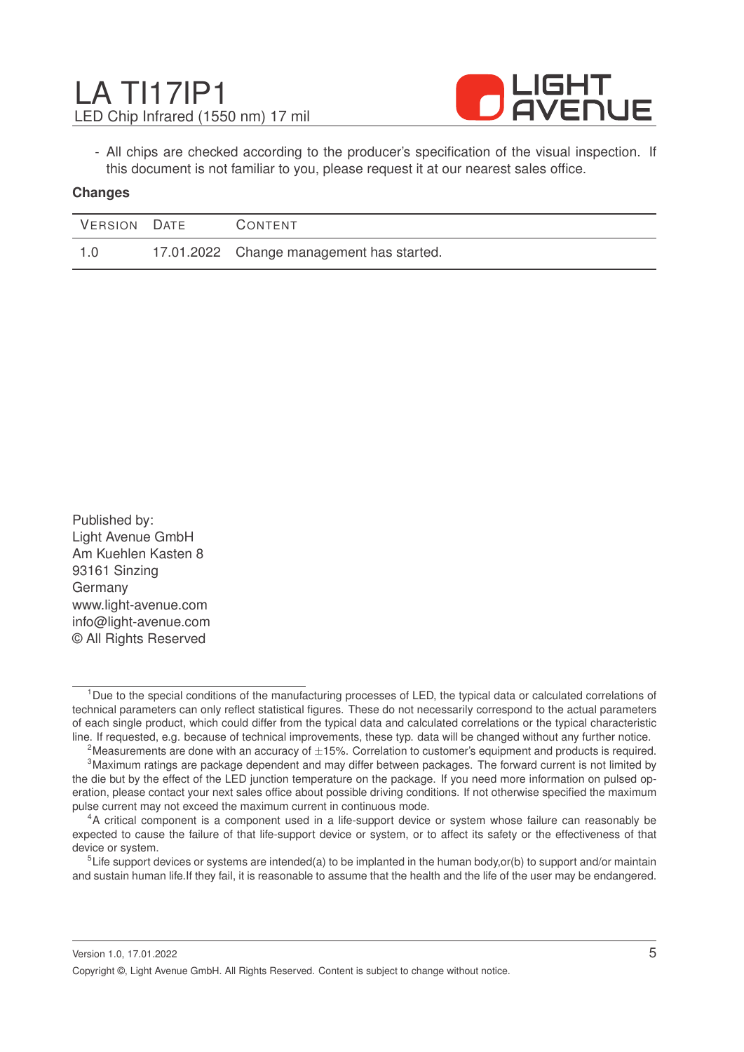- All chips are checked according to the producer's specification of the visual inspection. If this document is not familiar to you, please request it at our nearest sales office.

**Changes**

| VERSION | DATE | CONTENT |
|---|---|---|
| 1.0 | 17.01.2022 | Change management has started. |

Published by:
Light Avenue GmbH
Am Kuehlen Kasten 8
93161 Sinzing
Germany
www.light-avenue.com
info@light-avenue.com
© All Rights Reserved

[1] Due to the special conditions of the manufacturing processes of LED, the typical data or calculated correlations of technical parameters can only reflect statistical figures. These do not necessarily correspond to the actual parameters of each single product, which could differ from the typical data and calculated correlations or the typical characteristic line. If requested, e.g. because of technical improvements, these typ. data will be changed without any further notice.

[2] Measurements are done with an accuracy of $\pm$15%. Correlation to customer's equipment and products is required.

[3] Maximum ratings are package dependent and may differ between packages. The forward current is not limited by the die but by the effect of the LED junction temperature on the package. If you need more information on pulsed operation, please contact your next sales office about possible driving conditions. If not otherwise specified the maximum pulse current may not exceed the maximum current in continuous mode.

[4] A critical component is a component used in a life-support device or system whose failure can reasonably be expected to cause the failure of that life-support device or system, or to affect its safety or the effectiveness of that device or system.

[5] Life support devices or systems are intended(a) to be implanted in the human body,or(b) to support and/or maintain and sustain human life.If they fail, it is reasonable to assume that the health and the life of the user may be endangered.